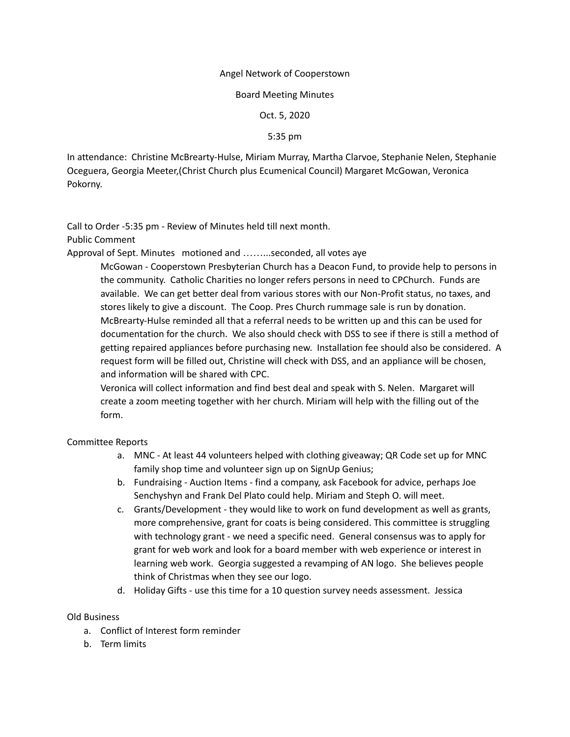Angel Network of Cooperstown

Board Meeting Minutes

Oct. 5, 2020

5:35 pm

In attendance: Christine McBrearty-Hulse, Miriam Murray, Martha Clarvoe, Stephanie Nelen, Stephanie Oceguera, Georgia Meeter,(Christ Church plus Ecumenical Council) Margaret McGowan, Veronica Pokorny.

Call to Order -5:35 pm - Review of Minutes held till next month.

Public Comment

Approval of Sept. Minutes motioned and ……...seconded, all votes aye

> McGowan - Cooperstown Presbyterian Church has a Deacon Fund, to provide help to persons in the community. Catholic Charities no longer refers persons in need to CPChurch. Funds are available. We can get better deal from various stores with our Non-Profit status, no taxes, and stores likely to give a discount. The Coop. Pres Church rummage sale is run by donation. McBrearty-Hulse reminded all that a referral needs to be written up and this can be used for documentation for the church. We also should check with DSS to see if there is still a method of getting repaired appliances before purchasing new. Installation fee should also be considered. A request form will be filled out, Christine will check with DSS, and an appliance will be chosen, and information will be shared with CPC.
>
> Veronica will collect information and find best deal and speak with S. Nelen. Margaret will create a zoom meeting together with her church. Miriam will help with the filling out of the form.

Committee Reports

a. MNC - At least 44 volunteers helped with clothing giveaway; QR Code set up for MNC family shop time and volunteer sign up on SignUp Genius;
b. Fundraising - Auction Items - find a company, ask Facebook for advice, perhaps Joe Senchyshyn and Frank Del Plato could help. Miriam and Steph O. will meet.
c. Grants/Development - they would like to work on fund development as well as grants, more comprehensive, grant for coats is being considered. This committee is struggling with technology grant - we need a specific need. General consensus was to apply for grant for web work and look for a board member with web experience or interest in learning web work. Georgia suggested a revamping of AN logo. She believes people think of Christmas when they see our logo.
d. Holiday Gifts - use this time for a 10 question survey needs assessment. Jessica

Old Business

a. Conflict of Interest form reminder
b. Term limits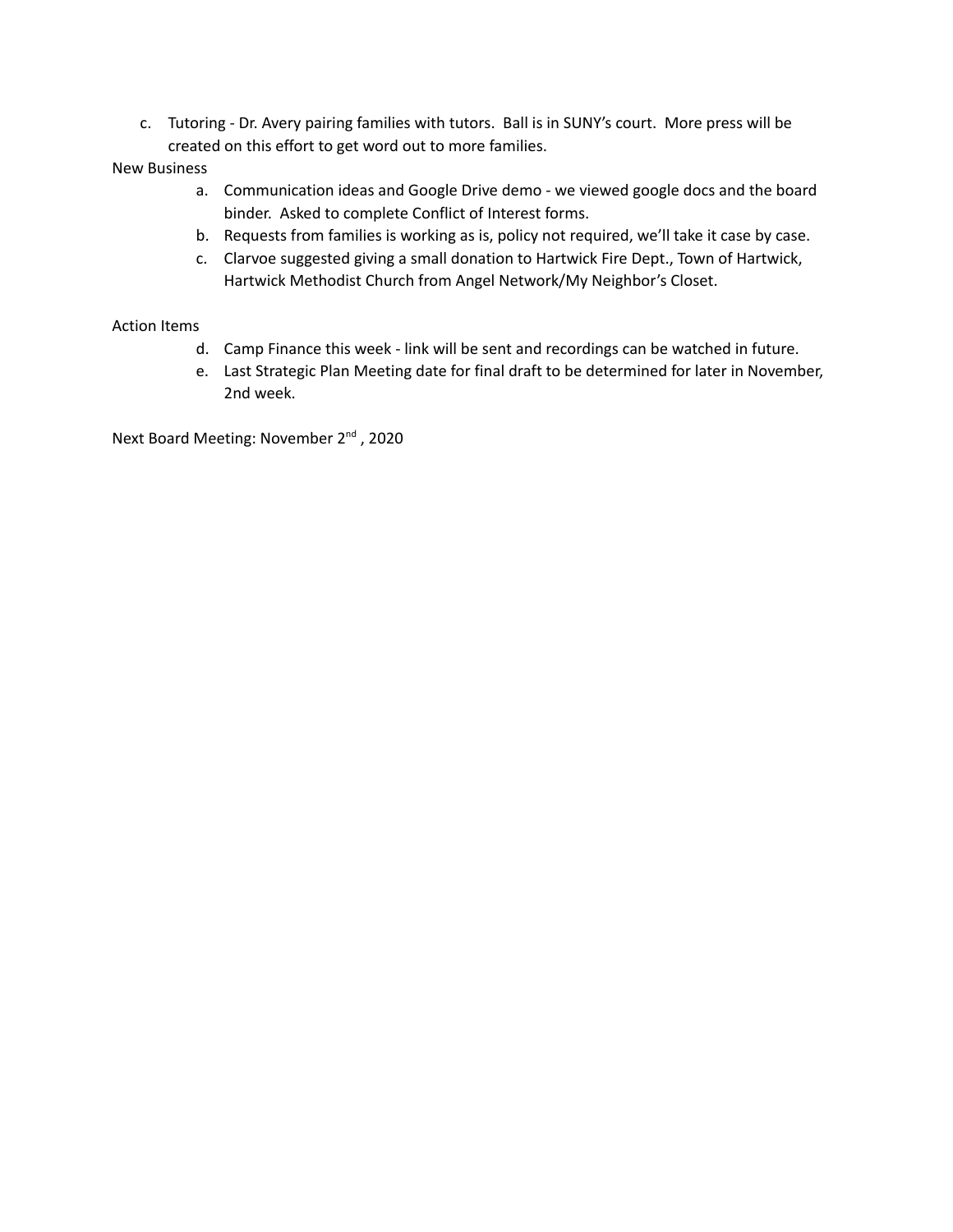c. Tutoring - Dr. Avery pairing families with tutors. Ball is in SUNY's court. More press will be created on this effort to get word out to more families.

New Business

a. Communication ideas and Google Drive demo - we viewed google docs and the board binder. Asked to complete Conflict of Interest forms.
b. Requests from families is working as is, policy not required, we'll take it case by case.
c. Clarvoe suggested giving a small donation to Hartwick Fire Dept., Town of Hartwick, Hartwick Methodist Church from Angel Network/My Neighbor's Closet.

Action Items

d. Camp Finance this week - link will be sent and recordings can be watched in future.
e. Last Strategic Plan Meeting date for final draft to be determined for later in November, 2nd week.

Next Board Meeting: November 2nd , 2020